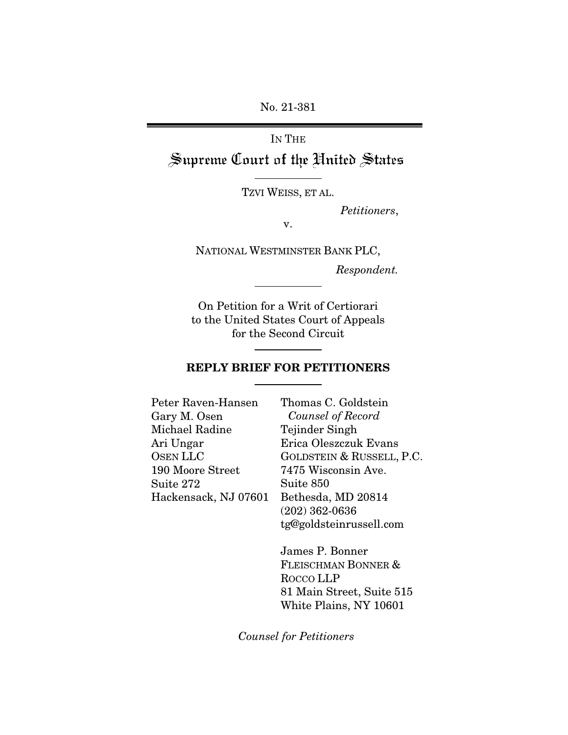No. 21-381

IN THE

# Supreme Court of the United States

TZVI WEISS, ET AL.

*Petitioners*,

v.

NATIONAL WESTMINSTER BANK PLC,

*Respondent.*

On Petition for a Writ of Certiorari to the United States Court of Appeals for the Second Circuit

## REPLY BRIEF FOR PETITIONERS

Peter Raven-Hansen
Gary M. Osen
Michael Radine
Ari Ungar
OSEN LLC
190 Moore Street
Suite 272
Hackensack, NJ 07601

Thomas C. Goldstein
*Counsel of Record*
Tejinder Singh
Erica Oleszczuk Evans
GOLDSTEIN & RUSSELL, P.C.
7475 Wisconsin Ave.
Suite 850
Bethesda, MD 20814
(202) 362-0636
tg@goldsteinrussell.com

James P. Bonner
FLEISCHMAN BONNER & ROCCO LLP
81 Main Street, Suite 515
White Plains, NY 10601

*Counsel for Petitioners*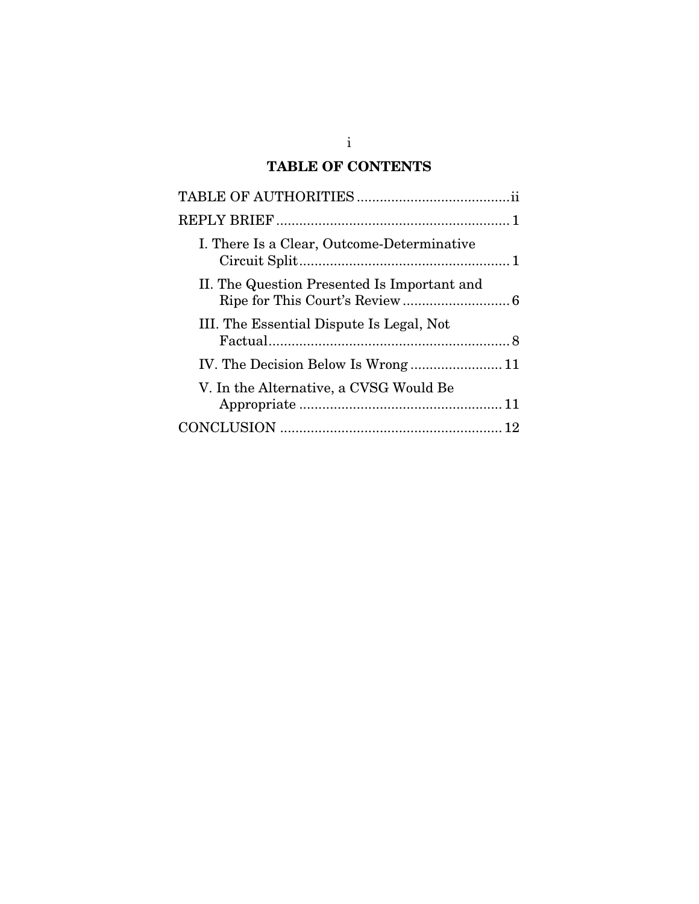## TABLE OF CONTENTS

TABLE OF AUTHORITIES ........................................ii

REPLY BRIEF ............................................................ 1

- I. There Is a Clear, Outcome-Determinative Circuit Split ....................................................... 1
- II. The Question Presented Is Important and Ripe for This Court's Review ............................ 6
- III. The Essential Dispute Is Legal, Not Factual................................................................ 8
- IV. The Decision Below Is Wrong ........................ 11
- V. In the Alternative, a CVSG Would Be Appropriate ..................................................... 11

CONCLUSION .......................................................... 12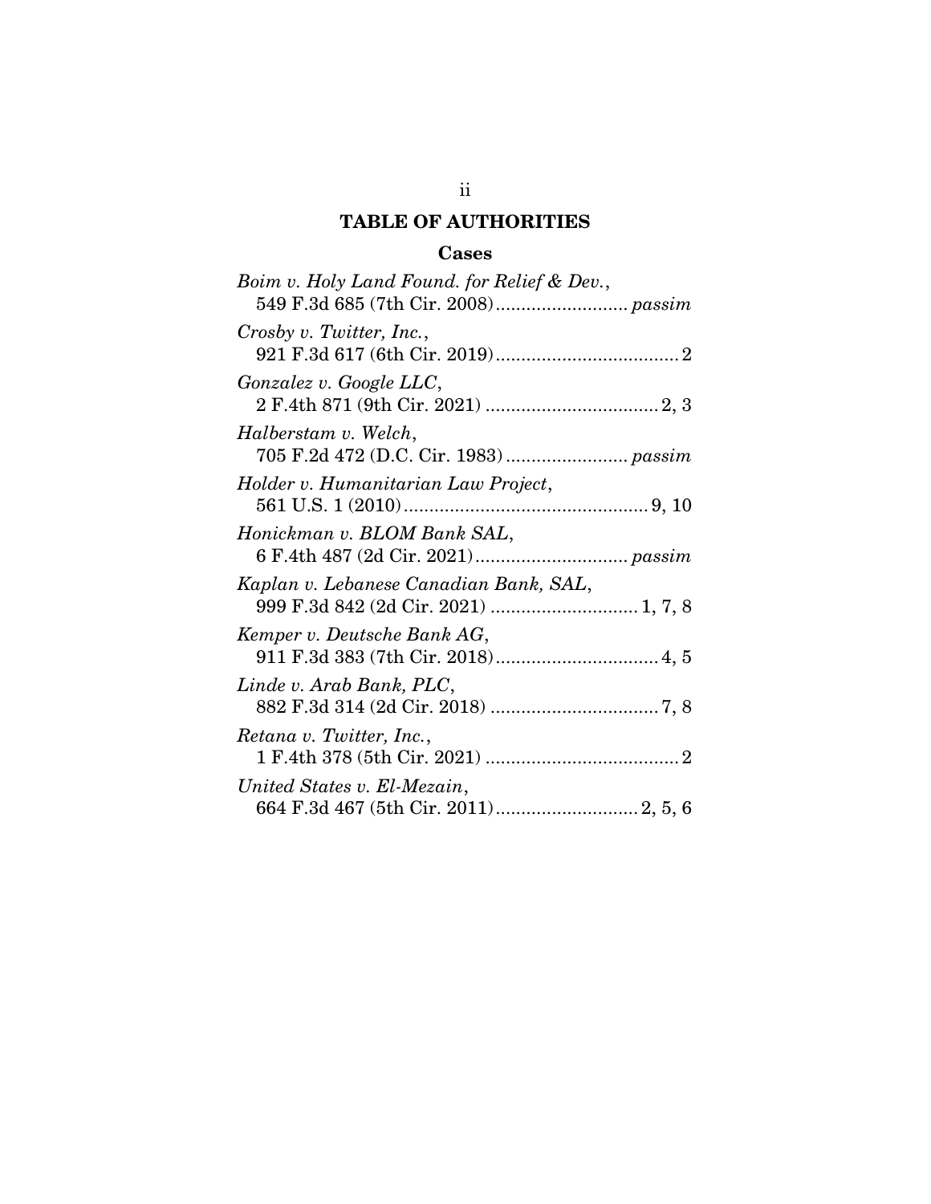# TABLE OF AUTHORITIES

## Cases

*Boim v. Holy Land Found. for Relief & Dev.*,
549 F.3d 685 (7th Cir. 2008) .......................... *passim*

*Crosby v. Twitter, Inc.*,
921 F.3d 617 (6th Cir. 2019) .................................... 2

*Gonzalez v. Google LLC*,
2 F.4th 871 (9th Cir. 2021) .................................. 2, 3

*Halberstam v. Welch*,
705 F.2d 472 (D.C. Cir. 1983) ........................ *passim*

*Holder v. Humanitarian Law Project*,
561 U.S. 1 (2010) ................................................ 9, 10

*Honickman v. BLOM Bank SAL*,
6 F.4th 487 (2d Cir. 2021) .............................. *passim*

*Kaplan v. Lebanese Canadian Bank, SAL*,
999 F.3d 842 (2d Cir. 2021) ............................ 1, 7, 8

*Kemper v. Deutsche Bank AG*,
911 F.3d 383 (7th Cir. 2018) ................................ 4, 5

*Linde v. Arab Bank, PLC*,
882 F.3d 314 (2d Cir. 2018) ................................. 7, 8

*Retana v. Twitter, Inc.*,
1 F.4th 378 (5th Cir. 2021) ...................................... 2

*United States v. El-Mezain*,
664 F.3d 467 (5th Cir. 2011) ............................ 2, 5, 6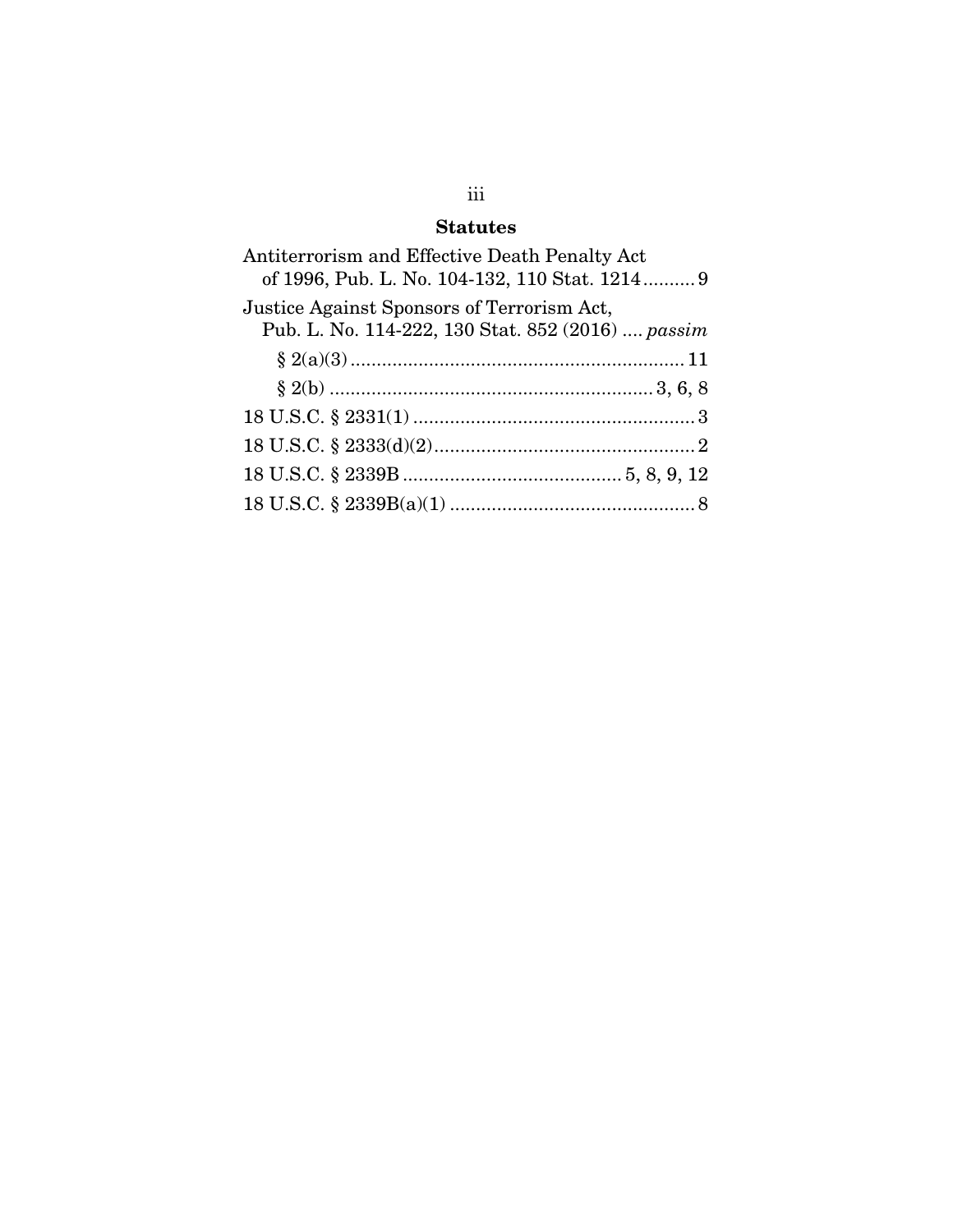## Statutes

Antiterrorism and Effective Death Penalty Act of 1996, Pub. L. No. 104-132, 110 Stat. 1214 .......... 9

Justice Against Sponsors of Terrorism Act, Pub. L. No. 114-222, 130 Stat. 852 (2016) .... *passim*

§ 2(a)(3) ................................................................ 11

§ 2(b) .............................................................. 3, 6, 8

18 U.S.C. § 2331(1) ...................................................... 3

18 U.S.C. § 2333(d)(2) .................................................. 2

18 U.S.C. § 2339B .......................................... 5, 8, 9, 12

18 U.S.C. § 2339B(a)(1) ............................................... 8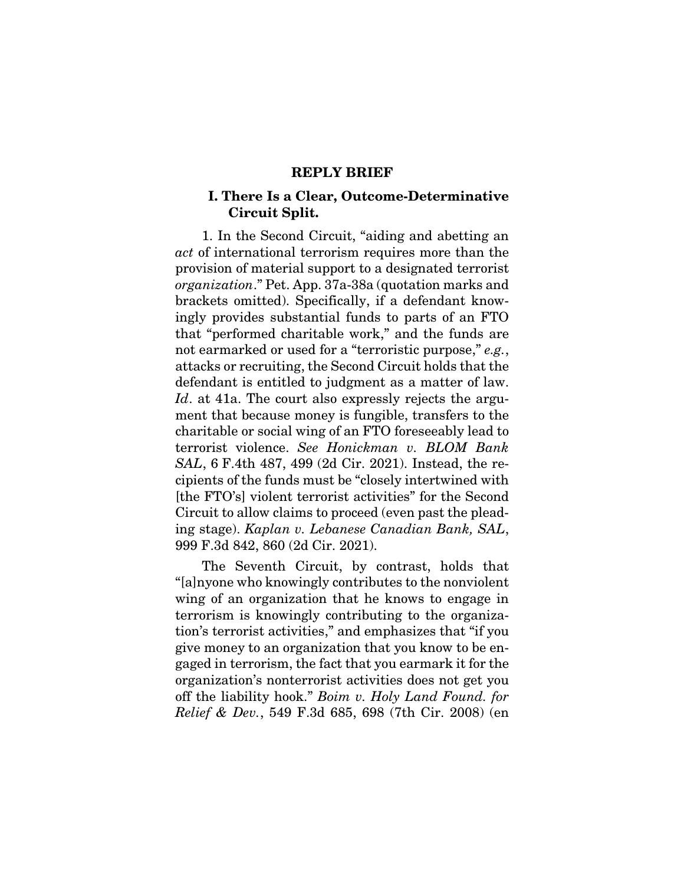## REPLY BRIEF

### I. There Is a Clear, Outcome-Determinative Circuit Split.

1. In the Second Circuit, "aiding and abetting an *act* of international terrorism requires more than the provision of material support to a designated terrorist *organization*." Pet. App. 37a-38a (quotation marks and brackets omitted). Specifically, if a defendant knowingly provides substantial funds to parts of an FTO that "performed charitable work," and the funds are not earmarked or used for a "terroristic purpose," *e.g.*, attacks or recruiting, the Second Circuit holds that the defendant is entitled to judgment as a matter of law. *Id*. at 41a. The court also expressly rejects the argument that because money is fungible, transfers to the charitable or social wing of an FTO foreseeably lead to terrorist violence. *See Honickman v. BLOM Bank SAL*, 6 F.4th 487, 499 (2d Cir. 2021). Instead, the recipients of the funds must be "closely intertwined with [the FTO's] violent terrorist activities" for the Second Circuit to allow claims to proceed (even past the pleading stage). *Kaplan v. Lebanese Canadian Bank, SAL*, 999 F.3d 842, 860 (2d Cir. 2021).

The Seventh Circuit, by contrast, holds that "[a]nyone who knowingly contributes to the nonviolent wing of an organization that he knows to engage in terrorism is knowingly contributing to the organization's terrorist activities," and emphasizes that "if you give money to an organization that you know to be engaged in terrorism, the fact that you earmark it for the organization's nonterrorist activities does not get you off the liability hook." *Boim v. Holy Land Found. for Relief & Dev.*, 549 F.3d 685, 698 (7th Cir. 2008) (en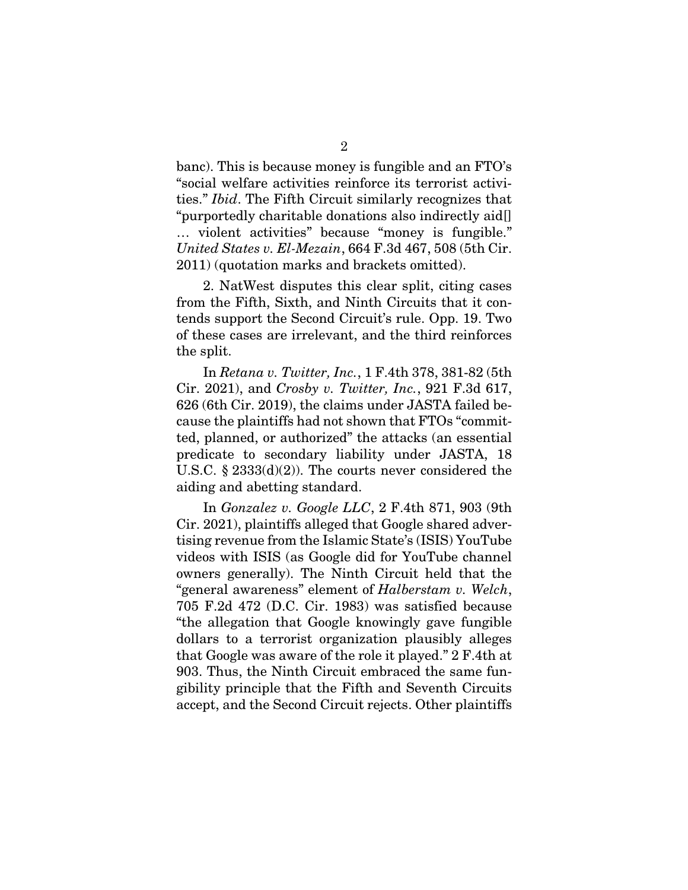banc). This is because money is fungible and an FTO's "social welfare activities reinforce its terrorist activities." *Ibid*. The Fifth Circuit similarly recognizes that "purportedly charitable donations also indirectly aid[] … violent activities" because "money is fungible." *United States v. El-Mezain*, 664 F.3d 467, 508 (5th Cir. 2011) (quotation marks and brackets omitted).

2. NatWest disputes this clear split, citing cases from the Fifth, Sixth, and Ninth Circuits that it contends support the Second Circuit's rule. Opp. 19. Two of these cases are irrelevant, and the third reinforces the split.

In *Retana v. Twitter, Inc.*, 1 F.4th 378, 381-82 (5th Cir. 2021), and *Crosby v. Twitter, Inc.*, 921 F.3d 617, 626 (6th Cir. 2019), the claims under JASTA failed because the plaintiffs had not shown that FTOs "committed, planned, or authorized" the attacks (an essential predicate to secondary liability under JASTA, 18 U.S.C. § 2333(d)(2)). The courts never considered the aiding and abetting standard.

In *Gonzalez v. Google LLC*, 2 F.4th 871, 903 (9th Cir. 2021), plaintiffs alleged that Google shared advertising revenue from the Islamic State's (ISIS) YouTube videos with ISIS (as Google did for YouTube channel owners generally). The Ninth Circuit held that the "general awareness" element of *Halberstam v. Welch*, 705 F.2d 472 (D.C. Cir. 1983) was satisfied because "the allegation that Google knowingly gave fungible dollars to a terrorist organization plausibly alleges that Google was aware of the role it played." 2 F.4th at 903. Thus, the Ninth Circuit embraced the same fungibility principle that the Fifth and Seventh Circuits accept, and the Second Circuit rejects. Other plaintiffs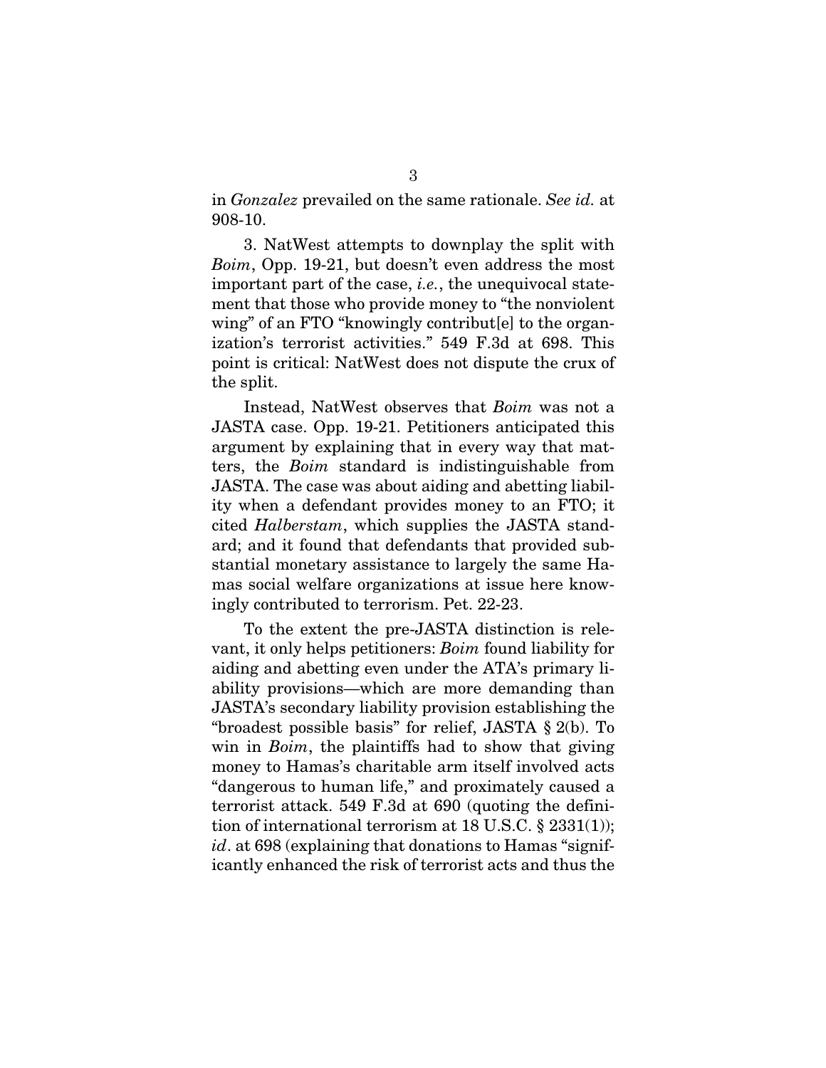in *Gonzalez* prevailed on the same rationale. *See id.* at 908-10.

3. NatWest attempts to downplay the split with *Boim*, Opp. 19-21, but doesn't even address the most important part of the case, *i.e.*, the unequivocal statement that those who provide money to "the nonviolent wing" of an FTO "knowingly contribut[e] to the organization's terrorist activities." 549 F.3d at 698. This point is critical: NatWest does not dispute the crux of the split.

Instead, NatWest observes that *Boim* was not a JASTA case. Opp. 19-21. Petitioners anticipated this argument by explaining that in every way that matters, the *Boim* standard is indistinguishable from JASTA. The case was about aiding and abetting liability when a defendant provides money to an FTO; it cited *Halberstam*, which supplies the JASTA standard; and it found that defendants that provided substantial monetary assistance to largely the same Hamas social welfare organizations at issue here knowingly contributed to terrorism. Pet. 22-23.

To the extent the pre-JASTA distinction is relevant, it only helps petitioners: *Boim* found liability for aiding and abetting even under the ATA's primary liability provisions—which are more demanding than JASTA's secondary liability provision establishing the "broadest possible basis" for relief, JASTA § 2(b). To win in *Boim*, the plaintiffs had to show that giving money to Hamas's charitable arm itself involved acts "dangerous to human life," and proximately caused a terrorist attack. 549 F.3d at 690 (quoting the definition of international terrorism at 18 U.S.C. § 2331(1)); *id*. at 698 (explaining that donations to Hamas "significantly enhanced the risk of terrorist acts and thus the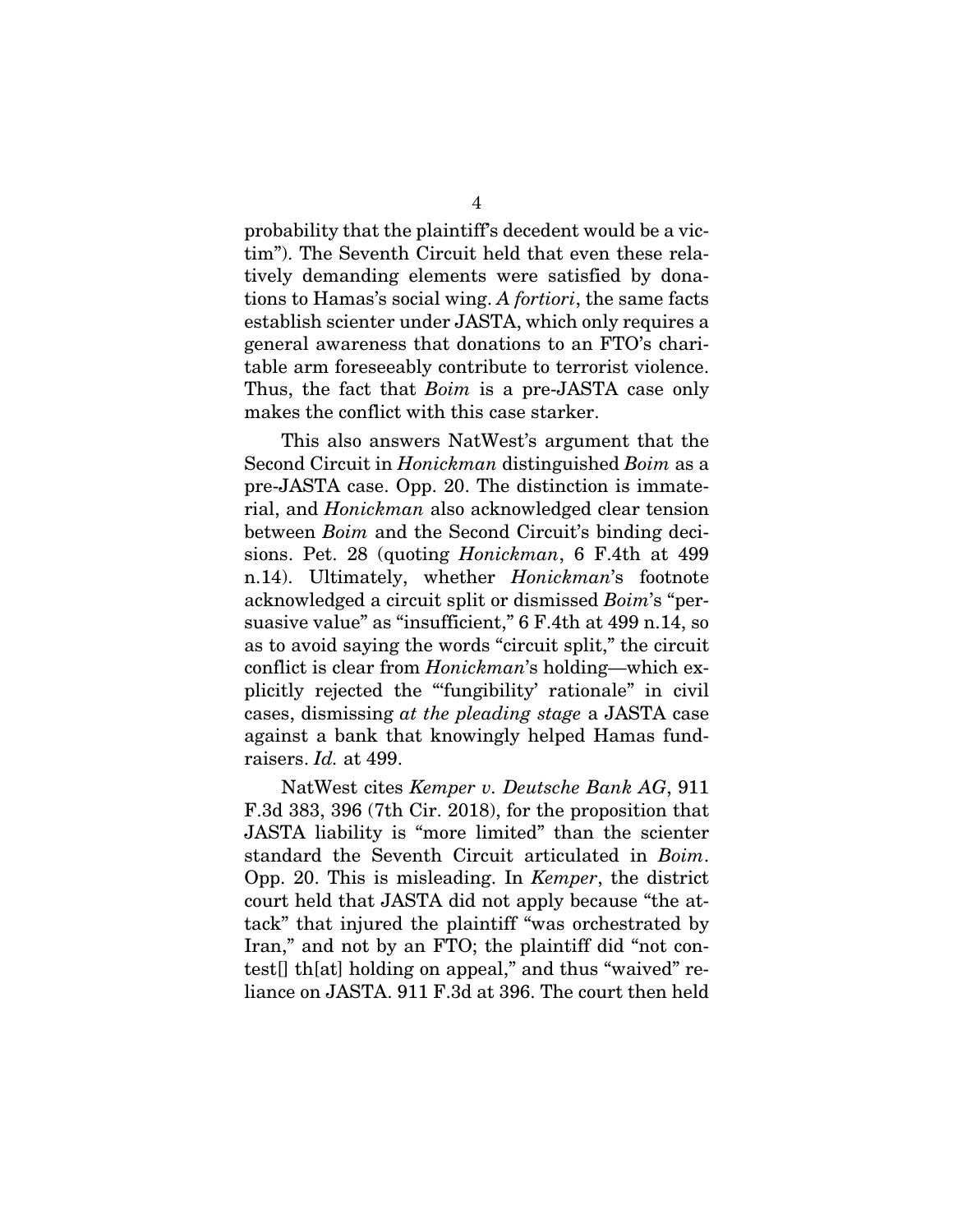probability that the plaintiff's decedent would be a victim"). The Seventh Circuit held that even these relatively demanding elements were satisfied by donations to Hamas's social wing. *A fortiori*, the same facts establish scienter under JASTA, which only requires a general awareness that donations to an FTO's charitable arm foreseeably contribute to terrorist violence. Thus, the fact that *Boim* is a pre-JASTA case only makes the conflict with this case starker.

This also answers NatWest's argument that the Second Circuit in *Honickman* distinguished *Boim* as a pre-JASTA case. Opp. 20. The distinction is immaterial, and *Honickman* also acknowledged clear tension between *Boim* and the Second Circuit's binding decisions. Pet. 28 (quoting *Honickman*, 6 F.4th at 499 n.14). Ultimately, whether *Honickman*'s footnote acknowledged a circuit split or dismissed *Boim*'s "persuasive value" as "insufficient," 6 F.4th at 499 n.14, so as to avoid saying the words "circuit split," the circuit conflict is clear from *Honickman*'s holding—which explicitly rejected the "'fungibility' rationale" in civil cases, dismissing *at the pleading stage* a JASTA case against a bank that knowingly helped Hamas fundraisers. *Id.* at 499.

NatWest cites *Kemper v. Deutsche Bank AG*, 911 F.3d 383, 396 (7th Cir. 2018), for the proposition that JASTA liability is "more limited" than the scienter standard the Seventh Circuit articulated in *Boim*. Opp. 20. This is misleading. In *Kemper*, the district court held that JASTA did not apply because "the attack" that injured the plaintiff "was orchestrated by Iran," and not by an FTO; the plaintiff did "not contest[] th[at] holding on appeal," and thus "waived" reliance on JASTA. 911 F.3d at 396. The court then held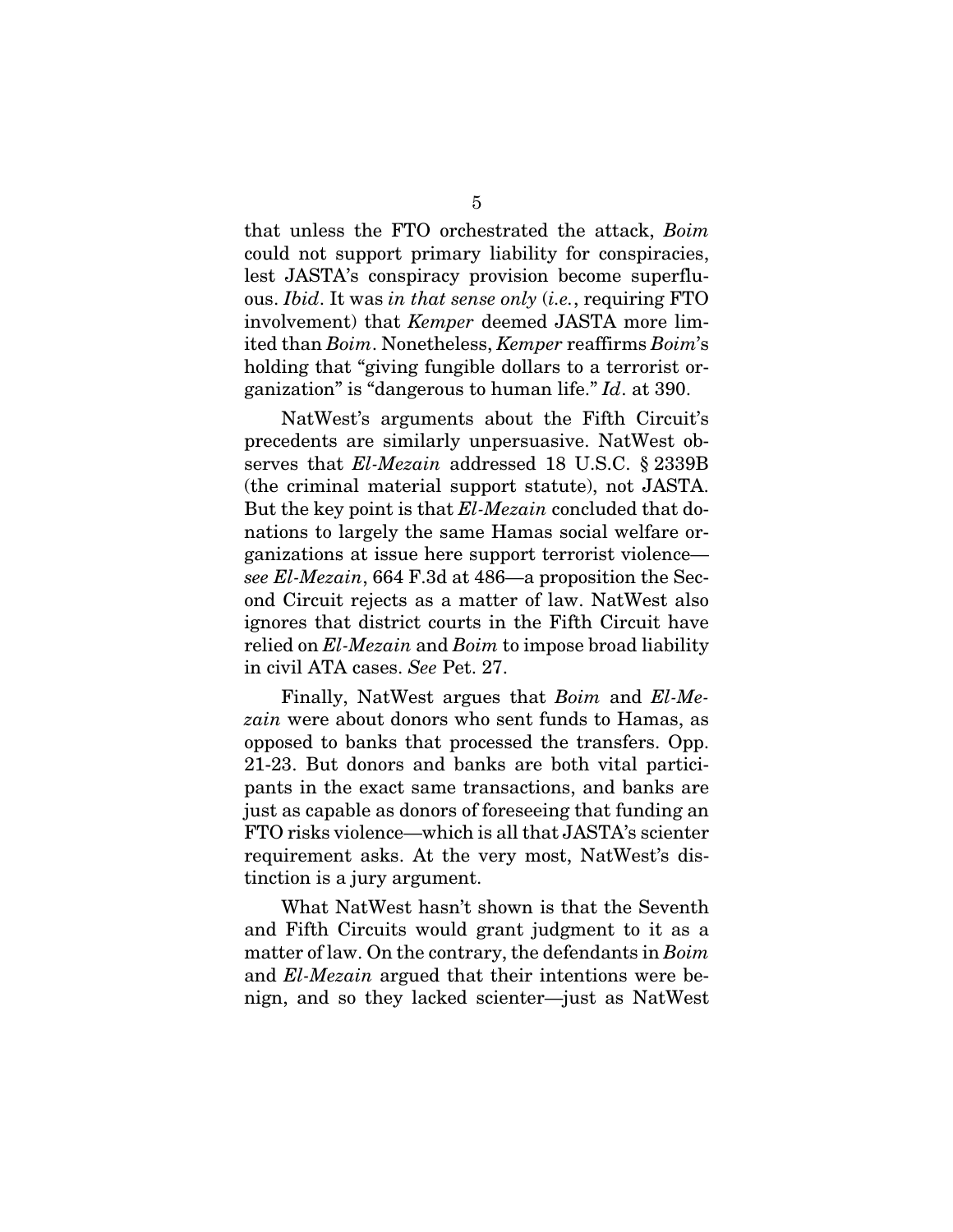that unless the FTO orchestrated the attack, *Boim* could not support primary liability for conspiracies, lest JASTA's conspiracy provision become superfluous. *Ibid*. It was *in that sense only* (*i.e.*, requiring FTO involvement) that *Kemper* deemed JASTA more limited than *Boim*. Nonetheless, *Kemper* reaffirms *Boim*'s holding that "giving fungible dollars to a terrorist organization" is "dangerous to human life." *Id*. at 390.

NatWest's arguments about the Fifth Circuit's precedents are similarly unpersuasive. NatWest observes that *El-Mezain* addressed 18 U.S.C. § 2339B (the criminal material support statute), not JASTA. But the key point is that *El-Mezain* concluded that donations to largely the same Hamas social welfare organizations at issue here support terrorist violence—*see El-Mezain*, 664 F.3d at 486—a proposition the Second Circuit rejects as a matter of law. NatWest also ignores that district courts in the Fifth Circuit have relied on *El-Mezain* and *Boim* to impose broad liability in civil ATA cases. *See* Pet. 27.

Finally, NatWest argues that *Boim* and *El-Mezain* were about donors who sent funds to Hamas, as opposed to banks that processed the transfers. Opp. 21-23. But donors and banks are both vital participants in the exact same transactions, and banks are just as capable as donors of foreseeing that funding an FTO risks violence—which is all that JASTA's scienter requirement asks. At the very most, NatWest's distinction is a jury argument.

What NatWest hasn't shown is that the Seventh and Fifth Circuits would grant judgment to it as a matter of law. On the contrary, the defendants in *Boim* and *El-Mezain* argued that their intentions were benign, and so they lacked scienter—just as NatWest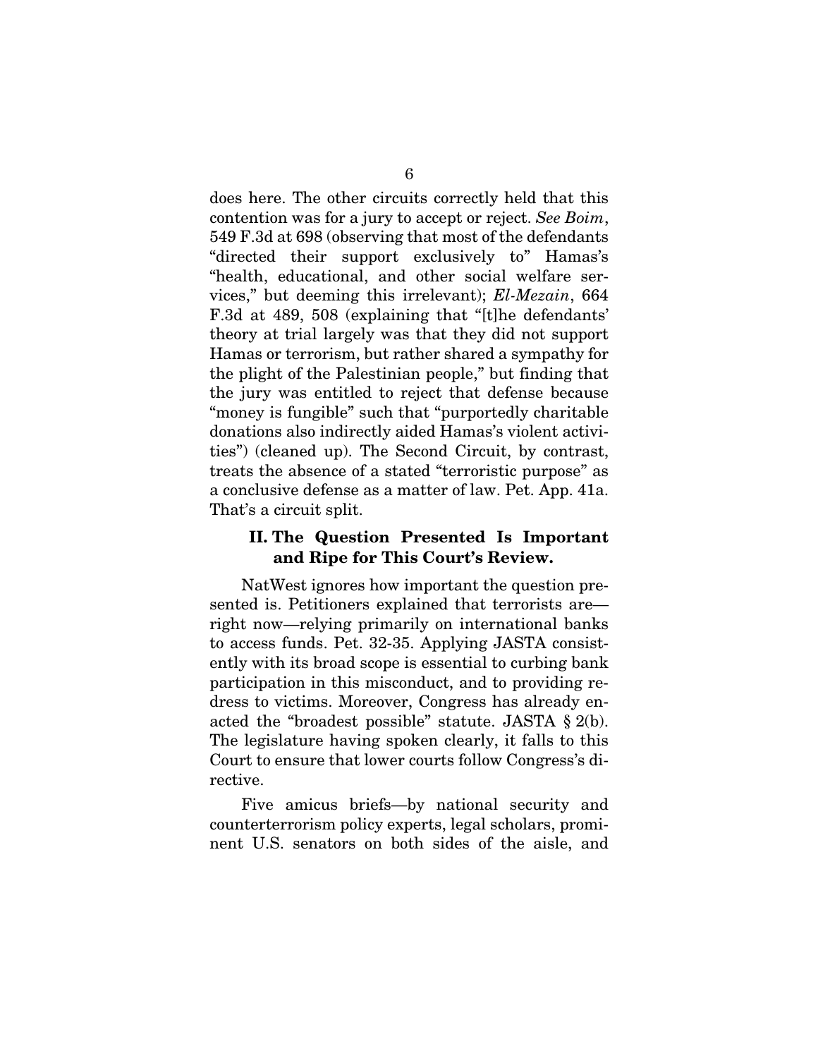does here. The other circuits correctly held that this contention was for a jury to accept or reject. *See Boim*, 549 F.3d at 698 (observing that most of the defendants "directed their support exclusively to" Hamas's "health, educational, and other social welfare services," but deeming this irrelevant); *El-Mezain*, 664 F.3d at 489, 508 (explaining that "[t]he defendants' theory at trial largely was that they did not support Hamas or terrorism, but rather shared a sympathy for the plight of the Palestinian people," but finding that the jury was entitled to reject that defense because "money is fungible" such that "purportedly charitable donations also indirectly aided Hamas's violent activities") (cleaned up). The Second Circuit, by contrast, treats the absence of a stated "terroristic purpose" as a conclusive defense as a matter of law. Pet. App. 41a. That's a circuit split.

## II. The Question Presented Is Important and Ripe for This Court's Review.

NatWest ignores how important the question presented is. Petitioners explained that terrorists are—right now—relying primarily on international banks to access funds. Pet. 32-35. Applying JASTA consistently with its broad scope is essential to curbing bank participation in this misconduct, and to providing redress to victims. Moreover, Congress has already enacted the "broadest possible" statute. JASTA § 2(b). The legislature having spoken clearly, it falls to this Court to ensure that lower courts follow Congress's directive.

Five amicus briefs—by national security and counterterrorism policy experts, legal scholars, prominent U.S. senators on both sides of the aisle, and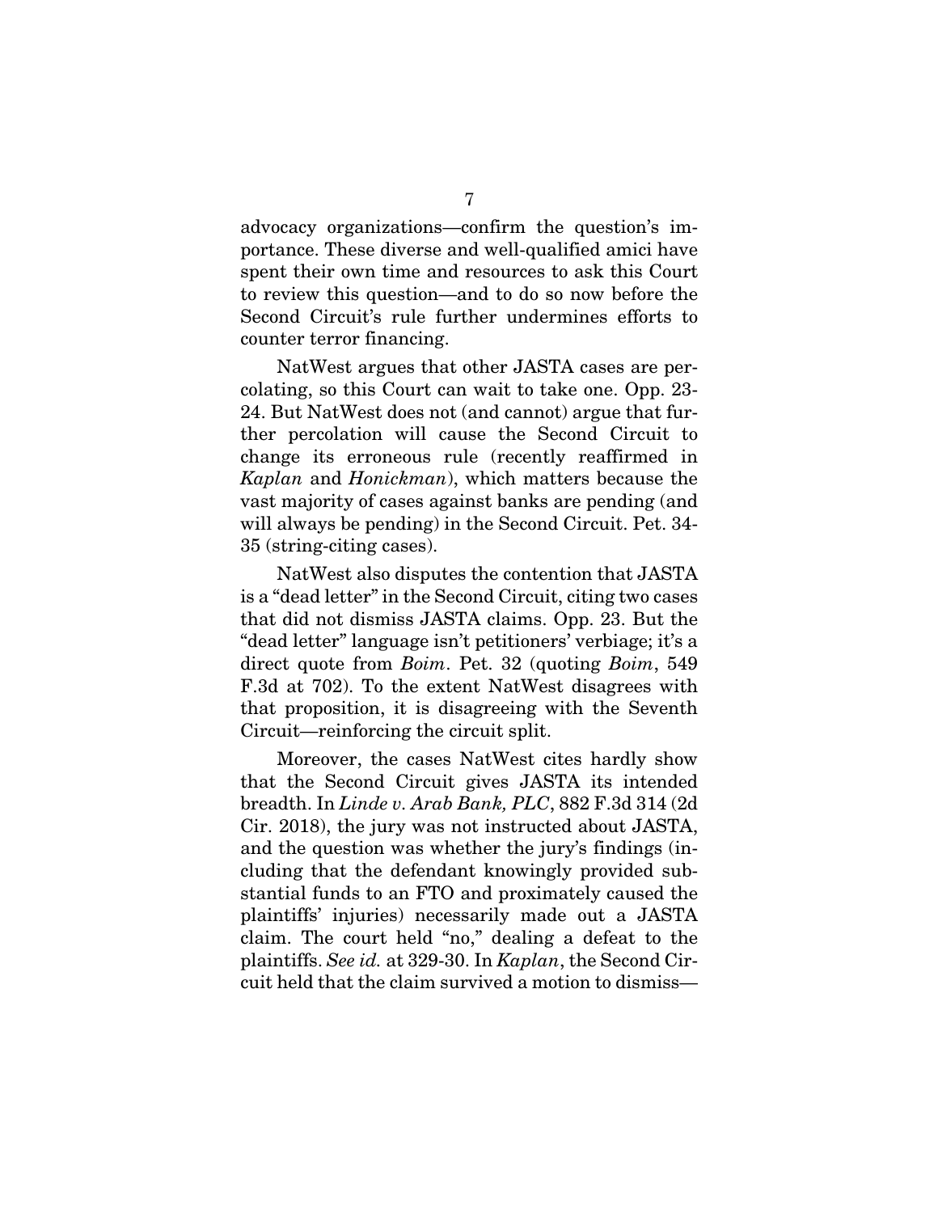advocacy organizations—confirm the question's importance. These diverse and well-qualified amici have spent their own time and resources to ask this Court to review this question—and to do so now before the Second Circuit's rule further undermines efforts to counter terror financing.

NatWest argues that other JASTA cases are percolating, so this Court can wait to take one. Opp. 23-24. But NatWest does not (and cannot) argue that further percolation will cause the Second Circuit to change its erroneous rule (recently reaffirmed in *Kaplan* and *Honickman*), which matters because the vast majority of cases against banks are pending (and will always be pending) in the Second Circuit. Pet. 34-35 (string-citing cases).

NatWest also disputes the contention that JASTA is a "dead letter" in the Second Circuit, citing two cases that did not dismiss JASTA claims. Opp. 23. But the "dead letter" language isn't petitioners' verbiage; it's a direct quote from *Boim*. Pet. 32 (quoting *Boim*, 549 F.3d at 702). To the extent NatWest disagrees with that proposition, it is disagreeing with the Seventh Circuit—reinforcing the circuit split.

Moreover, the cases NatWest cites hardly show that the Second Circuit gives JASTA its intended breadth. In *Linde v. Arab Bank, PLC*, 882 F.3d 314 (2d Cir. 2018), the jury was not instructed about JASTA, and the question was whether the jury's findings (including that the defendant knowingly provided substantial funds to an FTO and proximately caused the plaintiffs' injuries) necessarily made out a JASTA claim. The court held "no," dealing a defeat to the plaintiffs. *See id.* at 329-30. In *Kaplan*, the Second Circuit held that the claim survived a motion to dismiss—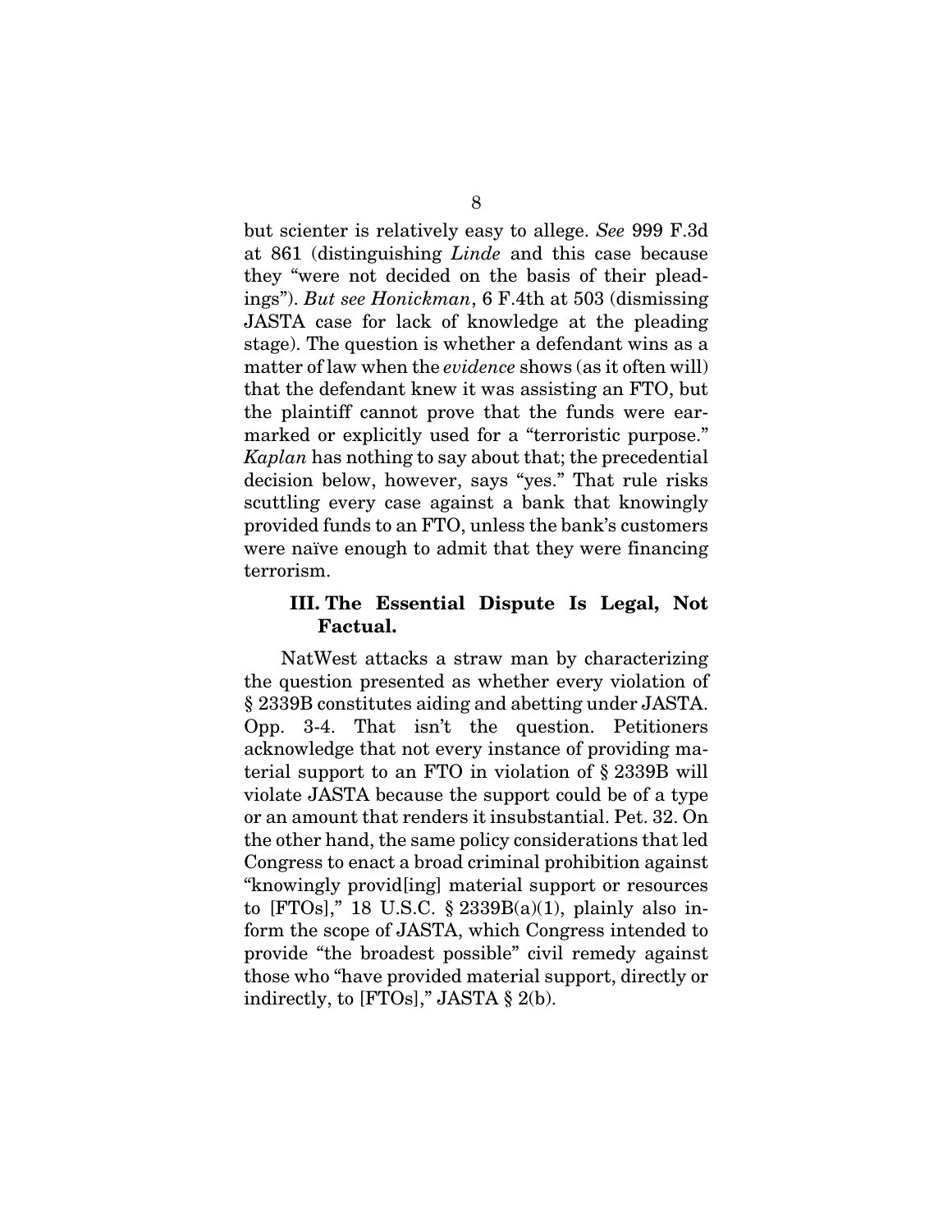but scienter is relatively easy to allege. *See* 999 F.3d at 861 (distinguishing *Linde* and this case because they "were not decided on the basis of their pleadings"). *But see Honickman*, 6 F.4th at 503 (dismissing JASTA case for lack of knowledge at the pleading stage). The question is whether a defendant wins as a matter of law when the *evidence* shows (as it often will) that the defendant knew it was assisting an FTO, but the plaintiff cannot prove that the funds were earmarked or explicitly used for a "terroristic purpose." *Kaplan* has nothing to say about that; the precedential decision below, however, says "yes." That rule risks scuttling every case against a bank that knowingly provided funds to an FTO, unless the bank's customers were naïve enough to admit that they were financing terrorism.

### III. The Essential Dispute Is Legal, Not Factual.

NatWest attacks a straw man by characterizing the question presented as whether every violation of § 2339B constitutes aiding and abetting under JASTA. Opp. 3-4. That isn't the question. Petitioners acknowledge that not every instance of providing material support to an FTO in violation of § 2339B will violate JASTA because the support could be of a type or an amount that renders it insubstantial. Pet. 32. On the other hand, the same policy considerations that led Congress to enact a broad criminal prohibition against "knowingly provid[ing] material support or resources to [FTOs]," 18 U.S.C. § 2339B(a)(1), plainly also inform the scope of JASTA, which Congress intended to provide "the broadest possible" civil remedy against those who "have provided material support, directly or indirectly, to [FTOs]," JASTA § 2(b).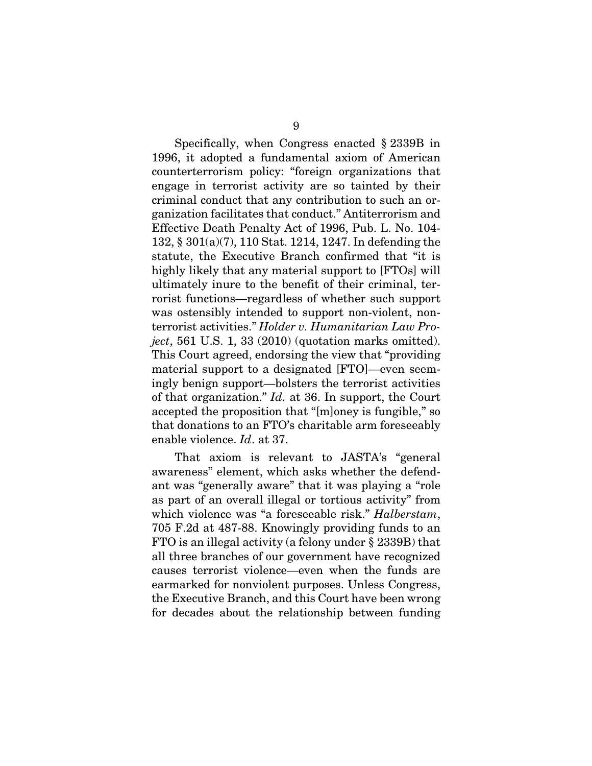Specifically, when Congress enacted § 2339B in 1996, it adopted a fundamental axiom of American counterterrorism policy: "foreign organizations that engage in terrorist activity are so tainted by their criminal conduct that any contribution to such an organization facilitates that conduct." Antiterrorism and Effective Death Penalty Act of 1996, Pub. L. No. 104-132, § 301(a)(7), 110 Stat. 1214, 1247. In defending the statute, the Executive Branch confirmed that "it is highly likely that any material support to [FTOs] will ultimately inure to the benefit of their criminal, terrorist functions—regardless of whether such support was ostensibly intended to support non-violent, non-terrorist activities." *Holder v. Humanitarian Law Project*, 561 U.S. 1, 33 (2010) (quotation marks omitted). This Court agreed, endorsing the view that "providing material support to a designated [FTO]—even seemingly benign support—bolsters the terrorist activities of that organization." *Id.* at 36. In support, the Court accepted the proposition that "[m]oney is fungible," so that donations to an FTO's charitable arm foreseeably enable violence. *Id*. at 37.

That axiom is relevant to JASTA's "general awareness" element, which asks whether the defendant was "generally aware" that it was playing a "role as part of an overall illegal or tortious activity" from which violence was "a foreseeable risk." *Halberstam*, 705 F.2d at 487-88. Knowingly providing funds to an FTO is an illegal activity (a felony under § 2339B) that all three branches of our government have recognized causes terrorist violence—even when the funds are earmarked for nonviolent purposes. Unless Congress, the Executive Branch, and this Court have been wrong for decades about the relationship between funding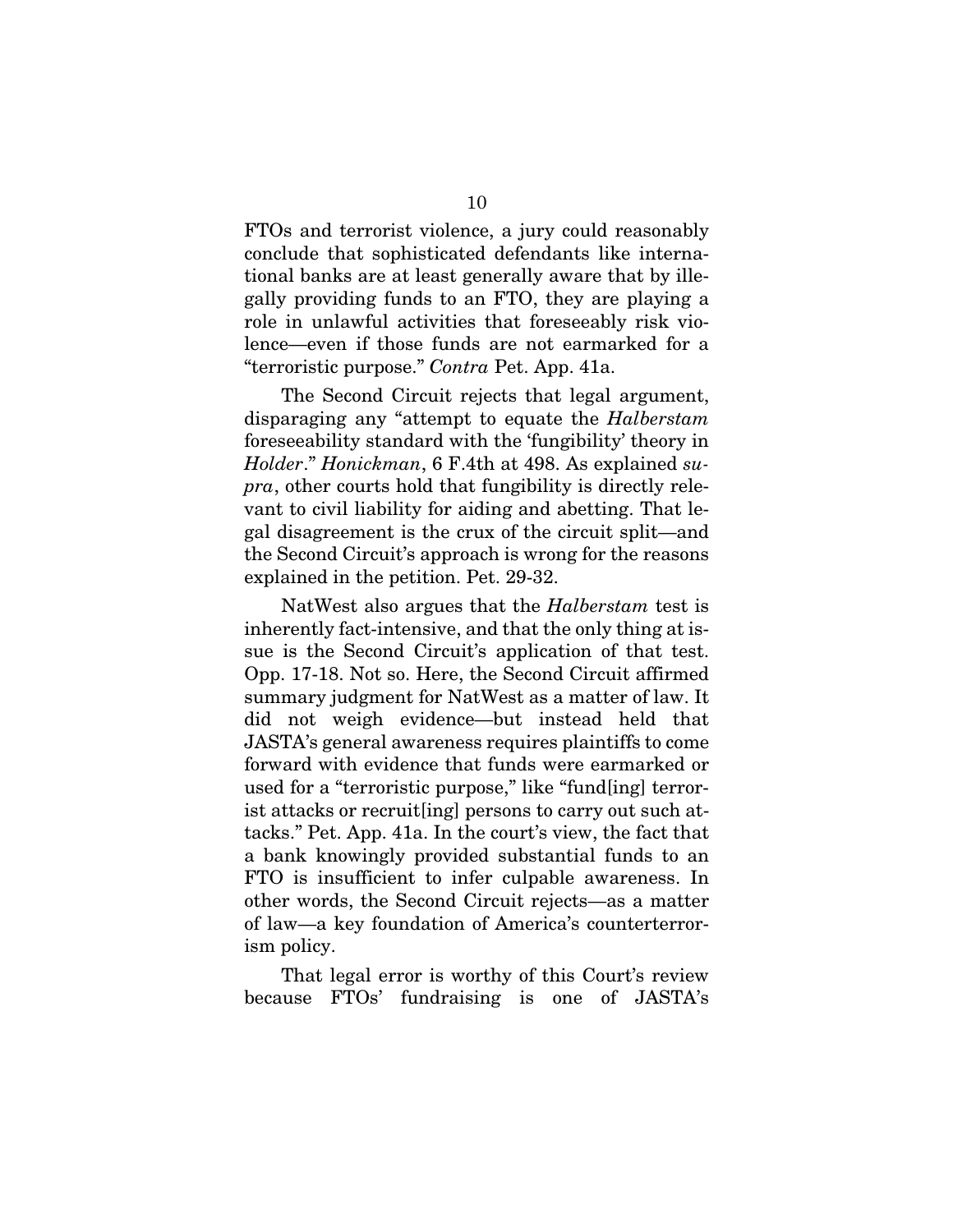FTOs and terrorist violence, a jury could reasonably conclude that sophisticated defendants like international banks are at least generally aware that by illegally providing funds to an FTO, they are playing a role in unlawful activities that foreseeably risk violence—even if those funds are not earmarked for a "terroristic purpose." *Contra* Pet. App. 41a.

The Second Circuit rejects that legal argument, disparaging any "attempt to equate the *Halberstam* foreseeability standard with the 'fungibility' theory in *Holder*." *Honickman*, 6 F.4th at 498. As explained *supra*, other courts hold that fungibility is directly relevant to civil liability for aiding and abetting. That legal disagreement is the crux of the circuit split—and the Second Circuit's approach is wrong for the reasons explained in the petition. Pet. 29-32.

NatWest also argues that the *Halberstam* test is inherently fact-intensive, and that the only thing at issue is the Second Circuit's application of that test. Opp. 17-18. Not so. Here, the Second Circuit affirmed summary judgment for NatWest as a matter of law. It did not weigh evidence—but instead held that JASTA's general awareness requires plaintiffs to come forward with evidence that funds were earmarked or used for a "terroristic purpose," like "fund[ing] terrorist attacks or recruit[ing] persons to carry out such attacks." Pet. App. 41a. In the court's view, the fact that a bank knowingly provided substantial funds to an FTO is insufficient to infer culpable awareness. In other words, the Second Circuit rejects—as a matter of law—a key foundation of America's counterterrorism policy.

That legal error is worthy of this Court's review because FTOs' fundraising is one of JASTA's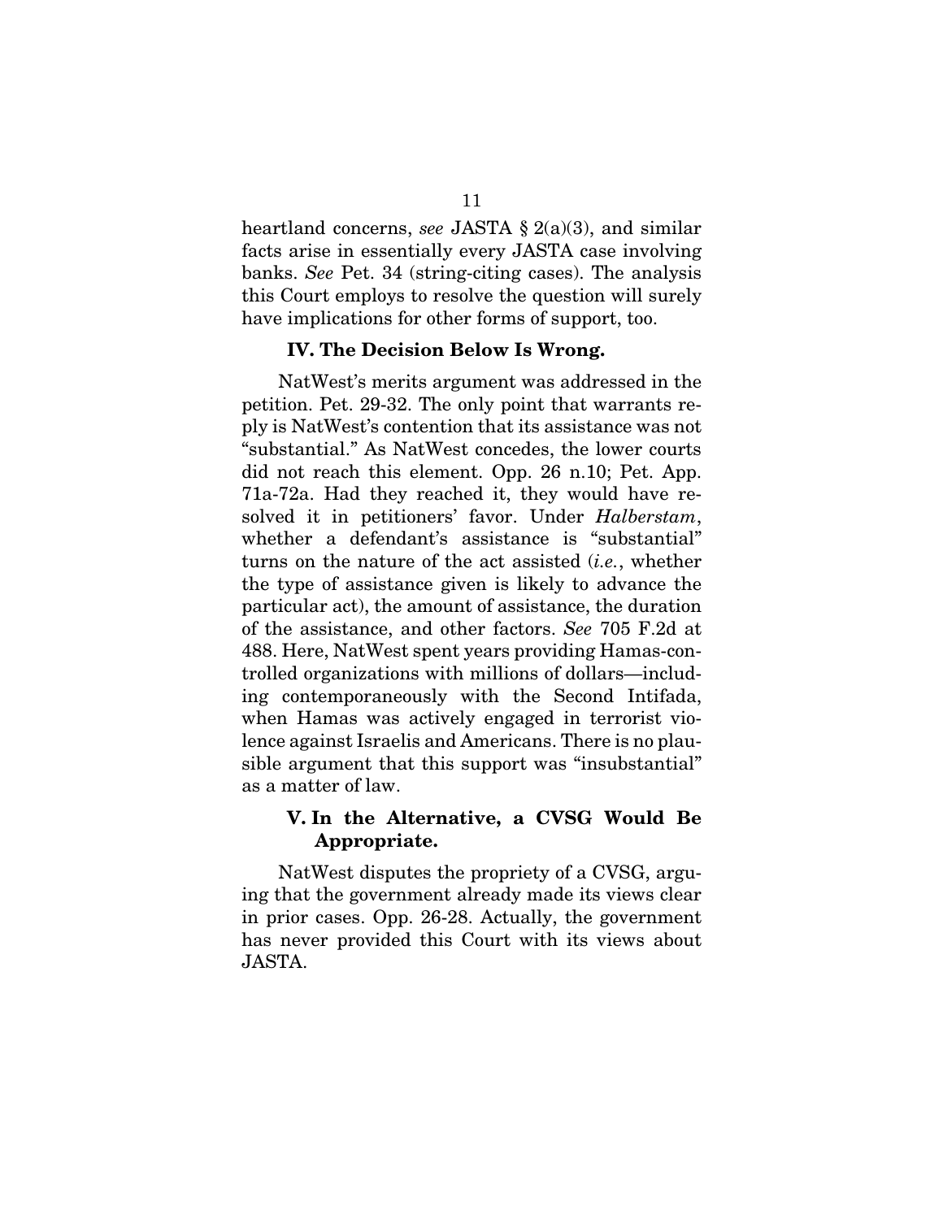heartland concerns, *see* JASTA § 2(a)(3), and similar facts arise in essentially every JASTA case involving banks. *See* Pet. 34 (string-citing cases). The analysis this Court employs to resolve the question will surely have implications for other forms of support, too.

## IV. The Decision Below Is Wrong.

NatWest's merits argument was addressed in the petition. Pet. 29-32. The only point that warrants reply is NatWest's contention that its assistance was not "substantial." As NatWest concedes, the lower courts did not reach this element. Opp. 26 n.10; Pet. App. 71a-72a. Had they reached it, they would have resolved it in petitioners' favor. Under *Halberstam*, whether a defendant's assistance is "substantial" turns on the nature of the act assisted (*i.e.*, whether the type of assistance given is likely to advance the particular act), the amount of assistance, the duration of the assistance, and other factors. *See* 705 F.2d at 488. Here, NatWest spent years providing Hamas-controlled organizations with millions of dollars—including contemporaneously with the Second Intifada, when Hamas was actively engaged in terrorist violence against Israelis and Americans. There is no plausible argument that this support was "insubstantial" as a matter of law.

## V. In the Alternative, a CVSG Would Be Appropriate.

NatWest disputes the propriety of a CVSG, arguing that the government already made its views clear in prior cases. Opp. 26-28. Actually, the government has never provided this Court with its views about JASTA.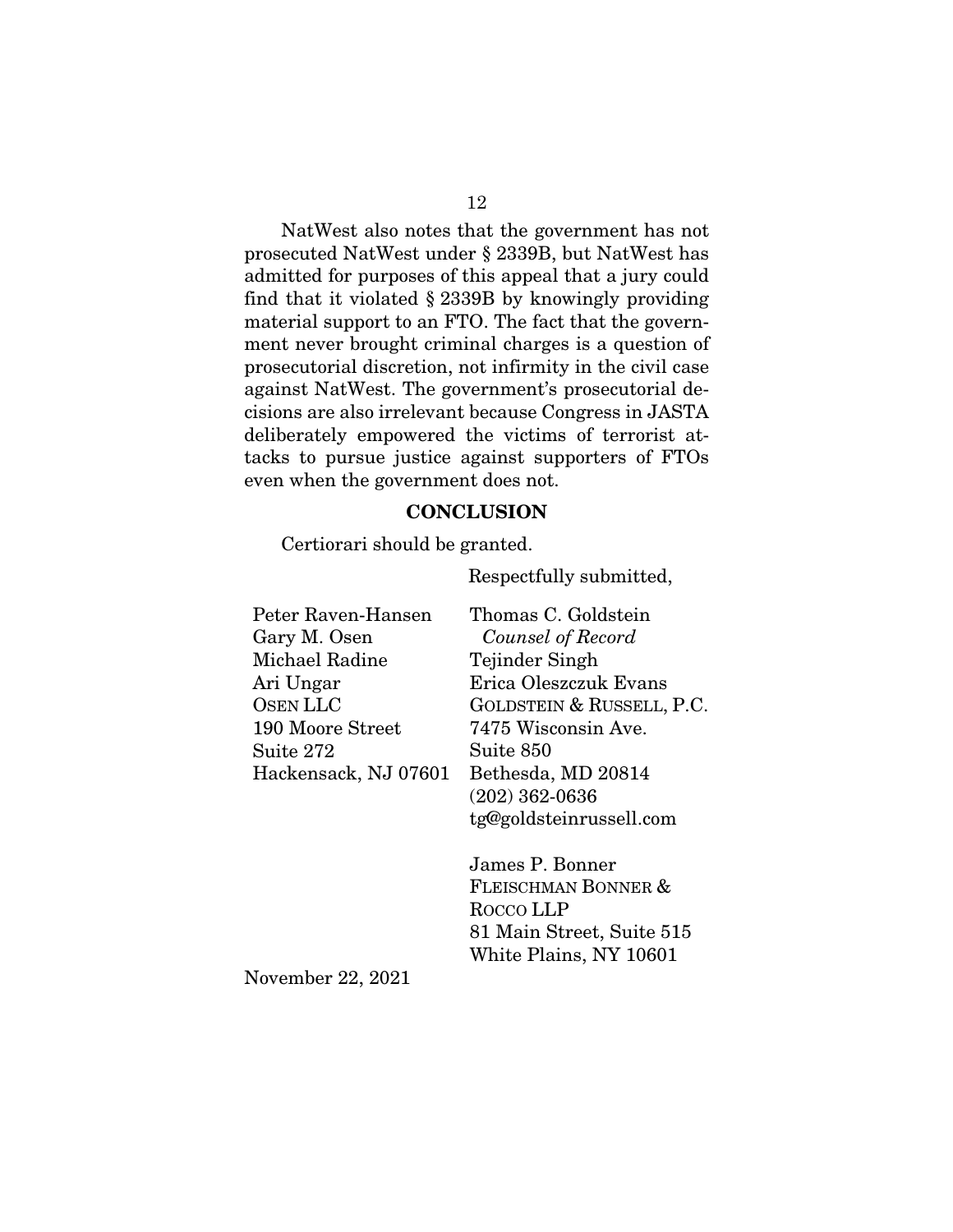NatWest also notes that the government has not prosecuted NatWest under § 2339B, but NatWest has admitted for purposes of this appeal that a jury could find that it violated § 2339B by knowingly providing material support to an FTO. The fact that the government never brought criminal charges is a question of prosecutorial discretion, not infirmity in the civil case against NatWest. The government's prosecutorial decisions are also irrelevant because Congress in JASTA deliberately empowered the victims of terrorist attacks to pursue justice against supporters of FTOs even when the government does not.

## CONCLUSION

Certiorari should be granted.

Respectfully submitted,

Peter Raven-Hansen
Gary M. Osen
Michael Radine
Ari Ungar
OSEN LLC
190 Moore Street
Suite 272
Hackensack, NJ 07601

Thomas C. Goldstein
*Counsel of Record*
Tejinder Singh
Erica Oleszczuk Evans
GOLDSTEIN & RUSSELL, P.C.
7475 Wisconsin Ave.
Suite 850
Bethesda, MD 20814
(202) 362-0636
tg@goldsteinrussell.com

James P. Bonner
FLEISCHMAN BONNER & ROCCO LLP
81 Main Street, Suite 515
White Plains, NY 10601

November 22, 2021